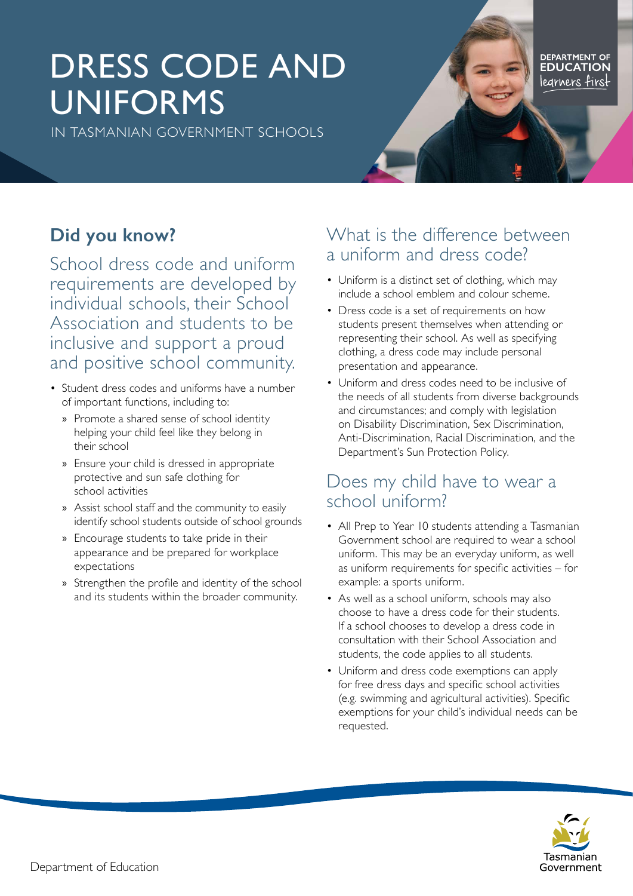# DRESS CODE AND UNIFORMS

IN TASMANIAN GOVERNMENT SCHOOLS

## Did you know?

School dress code and uniform requirements are developed by individual schools, their School Association and students to be inclusive and support a proud and positive school community.

- Student dress codes and uniforms have a number of important functions, including to:
  - Promote a shared sense of school identity helping your child feel like they belong in their school
  - Ensure your child is dressed in appropriate protective and sun safe clothing for school activities
  - Assist school staff and the community to easily identify school students outside of school grounds
  - Encourage students to take pride in their appearance and be prepared for workplace expectations
  - Strengthen the profile and identity of the school and its students within the broader community.

## What is the difference between a uniform and dress code?

- Uniform is a distinct set of clothing, which may include a school emblem and colour scheme.
- Dress code is a set of requirements on how students present themselves when attending or representing their school. As well as specifying clothing, a dress code may include personal presentation and appearance.
- Uniform and dress codes need to be inclusive of the needs of all students from diverse backgrounds and circumstances; and comply with legislation on Disability Discrimination, Sex Discrimination, Anti-Discrimination, Racial Discrimination, and the Department's Sun Protection Policy.

## Does my child have to wear a school uniform?

- All Prep to Year 10 students attending a Tasmanian Government school are required to wear a school uniform. This may be an everyday uniform, as well as uniform requirements for specific activities – for example: a sports uniform.
- As well as a school uniform, schools may also choose to have a dress code for their students. If a school chooses to develop a dress code in consultation with their School Association and students, the code applies to all students.
- Uniform and dress code exemptions can apply for free dress days and specific school activities (e.g. swimming and agricultural activities). Specific exemptions for your child's individual needs can be requested.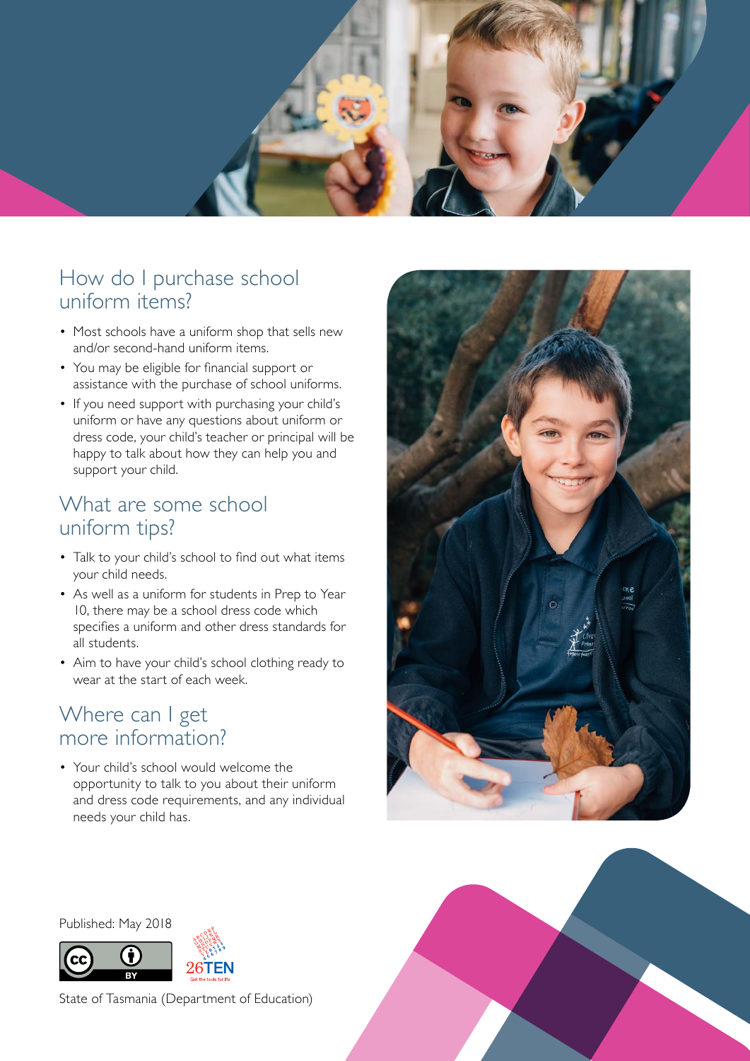## How do I purchase school uniform items?

- Most schools have a uniform shop that sells new and/or second-hand uniform items.
- You may be eligible for financial support or assistance with the purchase of school uniforms.
- If you need support with purchasing your child's uniform or have any questions about uniform or dress code, your child's teacher or principal will be happy to talk about how they can help you and support your child.

## What are some school uniform tips?

- Talk to your child's school to find out what items your child needs.
- As well as a uniform for students in Prep to Year 10, there may be a school dress code which specifies a uniform and other dress standards for all students.
- Aim to have your child's school clothing ready to wear at the start of each week.

## Where can I get more information?

- Your child's school would welcome the opportunity to talk to you about their uniform and dress code requirements, and any individual needs your child has.

Published: May 2018

State of Tasmania (Department of Education)